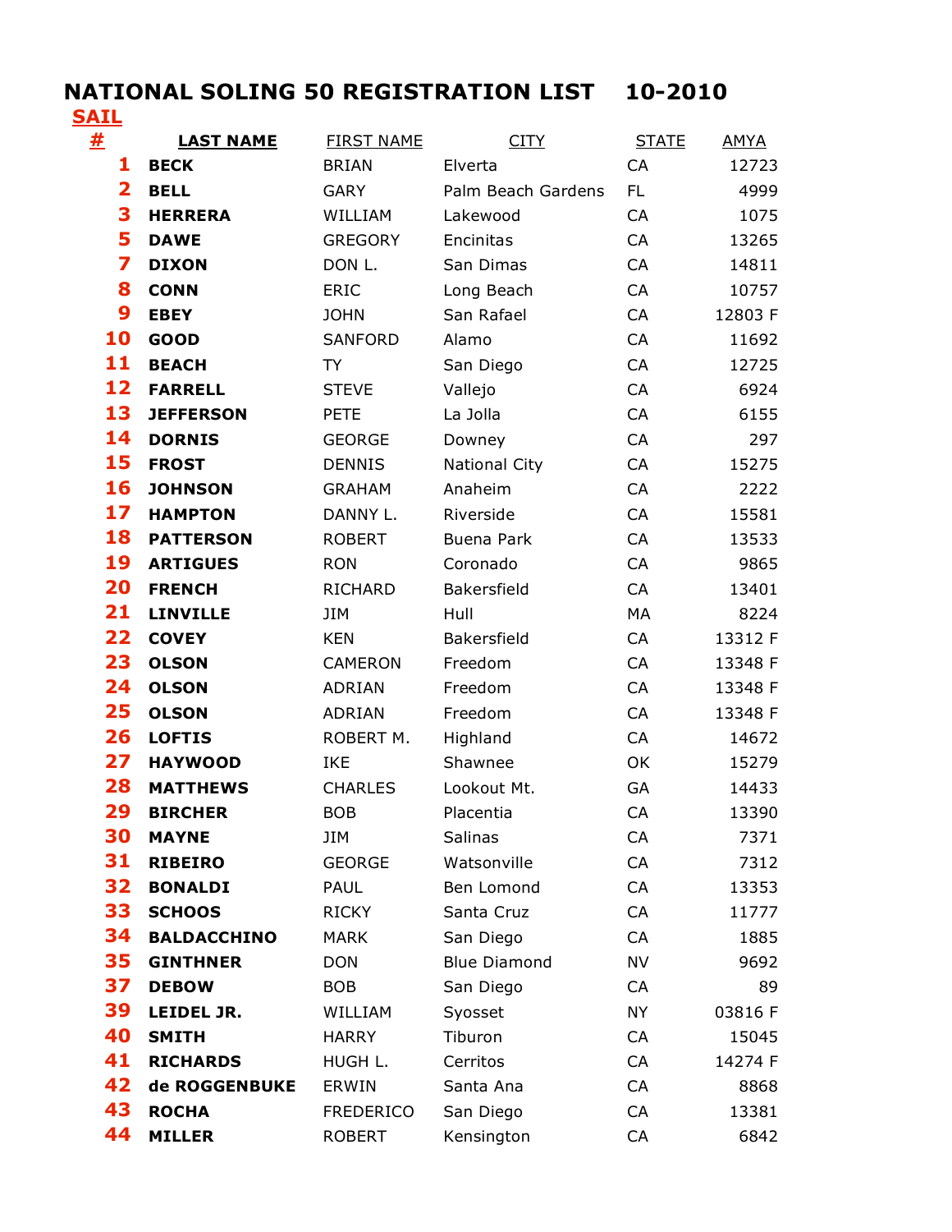# NATIONAL SOLING 50 REGISTRATION LIST 10-2010

| SAIL # | LAST NAME | FIRST NAME | CITY | STATE | AMYA |
|---|---|---|---|---|---|
| 1 | **BECK** | BRIAN | Elverta | CA | 12723 |
| 2 | **BELL** | GARY | Palm Beach Gardens | FL | 4999 |
| 3 | **HERRERA** | WILLIAM | Lakewood | CA | 1075 |
| 5 | **DAWE** | GREGORY | Encinitas | CA | 13265 |
| 7 | **DIXON** | DON L. | San Dimas | CA | 14811 |
| 8 | **CONN** | ERIC | Long Beach | CA | 10757 |
| 9 | **EBEY** | JOHN | San Rafael | CA | 12803 F |
| 10 | **GOOD** | SANFORD | Alamo | CA | 11692 |
| 11 | **BEACH** | TY | San Diego | CA | 12725 |
| 12 | **FARRELL** | STEVE | Vallejo | CA | 6924 |
| 13 | **JEFFERSON** | PETE | La Jolla | CA | 6155 |
| 14 | **DORNIS** | GEORGE | Downey | CA | 297 |
| 15 | **FROST** | DENNIS | National City | CA | 15275 |
| 16 | **JOHNSON** | GRAHAM | Anaheim | CA | 2222 |
| 17 | **HAMPTON** | DANNY L. | Riverside | CA | 15581 |
| 18 | **PATTERSON** | ROBERT | Buena Park | CA | 13533 |
| 19 | **ARTIGUES** | RON | Coronado | CA | 9865 |
| 20 | **FRENCH** | RICHARD | Bakersfield | CA | 13401 |
| 21 | **LINVILLE** | JIM | Hull | MA | 8224 |
| 22 | **COVEY** | KEN | Bakersfield | CA | 13312 F |
| 23 | **OLSON** | CAMERON | Freedom | CA | 13348 F |
| 24 | **OLSON** | ADRIAN | Freedom | CA | 13348 F |
| 25 | **OLSON** | ADRIAN | Freedom | CA | 13348 F |
| 26 | **LOFTIS** | ROBERT M. | Highland | CA | 14672 |
| 27 | **HAYWOOD** | IKE | Shawnee | OK | 15279 |
| 28 | **MATTHEWS** | CHARLES | Lookout Mt. | GA | 14433 |
| 29 | **BIRCHER** | BOB | Placentia | CA | 13390 |
| 30 | **MAYNE** | JIM | Salinas | CA | 7371 |
| 31 | **RIBEIRO** | GEORGE | Watsonville | CA | 7312 |
| 32 | **BONALDI** | PAUL | Ben Lomond | CA | 13353 |
| 33 | **SCHOOS** | RICKY | Santa Cruz | CA | 11777 |
| 34 | **BALDACCHINO** | MARK | San Diego | CA | 1885 |
| 35 | **GINTHNER** | DON | Blue Diamond | NV | 9692 |
| 37 | **DEBOW** | BOB | San Diego | CA | 89 |
| 39 | **LEIDEL JR.** | WILLIAM | Syosset | NY | 03816 F |
| 40 | **SMITH** | HARRY | Tiburon | CA | 15045 |
| 41 | **RICHARDS** | HUGH L. | Cerritos | CA | 14274 F |
| 42 | **de ROGGENBUKE** | ERWIN | Santa Ana | CA | 8868 |
| 43 | **ROCHA** | FREDERICO | San Diego | CA | 13381 |
| 44 | **MILLER** | ROBERT | Kensington | CA | 6842 |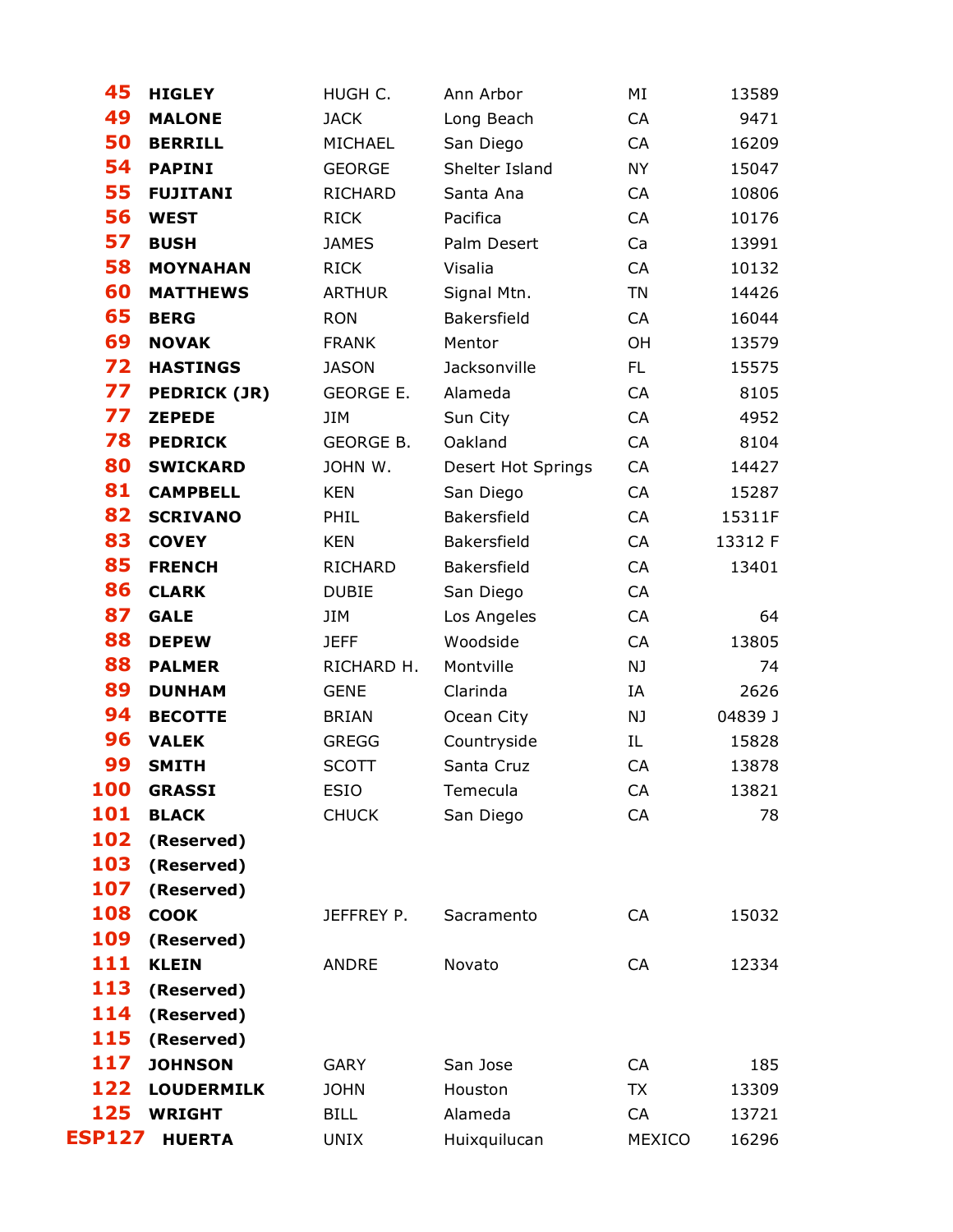| | | | | | |
|---|---|---|---|---|---|
| **45** | **HIGLEY** | HUGH C. | Ann Arbor | MI | 13589 |
| **49** | **MALONE** | JACK | Long Beach | CA | 9471 |
| **50** | **BERRILL** | MICHAEL | San Diego | CA | 16209 |
| **54** | **PAPINI** | GEORGE | Shelter Island | NY | 15047 |
| **55** | **FUJITANI** | RICHARD | Santa Ana | CA | 10806 |
| **56** | **WEST** | RICK | Pacifica | CA | 10176 |
| **57** | **BUSH** | JAMES | Palm Desert | Ca | 13991 |
| **58** | **MOYNAHAN** | RICK | Visalia | CA | 10132 |
| **60** | **MATTHEWS** | ARTHUR | Signal Mtn. | TN | 14426 |
| **65** | **BERG** | RON | Bakersfield | CA | 16044 |
| **69** | **NOVAK** | FRANK | Mentor | OH | 13579 |
| **72** | **HASTINGS** | JASON | Jacksonville | FL | 15575 |
| **77** | **PEDRICK (JR)** | GEORGE E. | Alameda | CA | 8105 |
| **77** | **ZEPEDE** | JIM | Sun City | CA | 4952 |
| **78** | **PEDRICK** | GEORGE B. | Oakland | CA | 8104 |
| **80** | **SWICKARD** | JOHN W. | Desert Hot Springs | CA | 14427 |
| **81** | **CAMPBELL** | KEN | San Diego | CA | 15287 |
| **82** | **SCRIVANO** | PHIL | Bakersfield | CA | 15311F |
| **83** | **COVEY** | KEN | Bakersfield | CA | 13312 F |
| **85** | **FRENCH** | RICHARD | Bakersfield | CA | 13401 |
| **86** | **CLARK** | DUBIE | San Diego | CA | |
| **87** | **GALE** | JIM | Los Angeles | CA | 64 |
| **88** | **DEPEW** | JEFF | Woodside | CA | 13805 |
| **88** | **PALMER** | RICHARD H. | Montville | NJ | 74 |
| **89** | **DUNHAM** | GENE | Clarinda | IA | 2626 |
| **94** | **BECOTTE** | BRIAN | Ocean City | NJ | 04839 J |
| **96** | **VALEK** | GREGG | Countryside | IL | 15828 |
| **99** | **SMITH** | SCOTT | Santa Cruz | CA | 13878 |
| **100** | **GRASSI** | ESIO | Temecula | CA | 13821 |
| **101** | **BLACK** | CHUCK | San Diego | CA | 78 |
| **102** | **(Reserved)** | | | | |
| **103** | **(Reserved)** | | | | |
| **107** | **(Reserved)** | | | | |
| **108** | **COOK** | JEFFREY P. | Sacramento | CA | 15032 |
| **109** | **(Reserved)** | | | | |
| **111** | **KLEIN** | ANDRE | Novato | CA | 12334 |
| **113** | **(Reserved)** | | | | |
| **114** | **(Reserved)** | | | | |
| **115** | **(Reserved)** | | | | |
| **117** | **JOHNSON** | GARY | San Jose | CA | 185 |
| **122** | **LOUDERMILK** | JOHN | Houston | TX | 13309 |
| **125** | **WRIGHT** | BILL | Alameda | CA | 13721 |
| **ESP127** | **HUERTA** | UNIX | Huixquilucan | MEXICO | 16296 |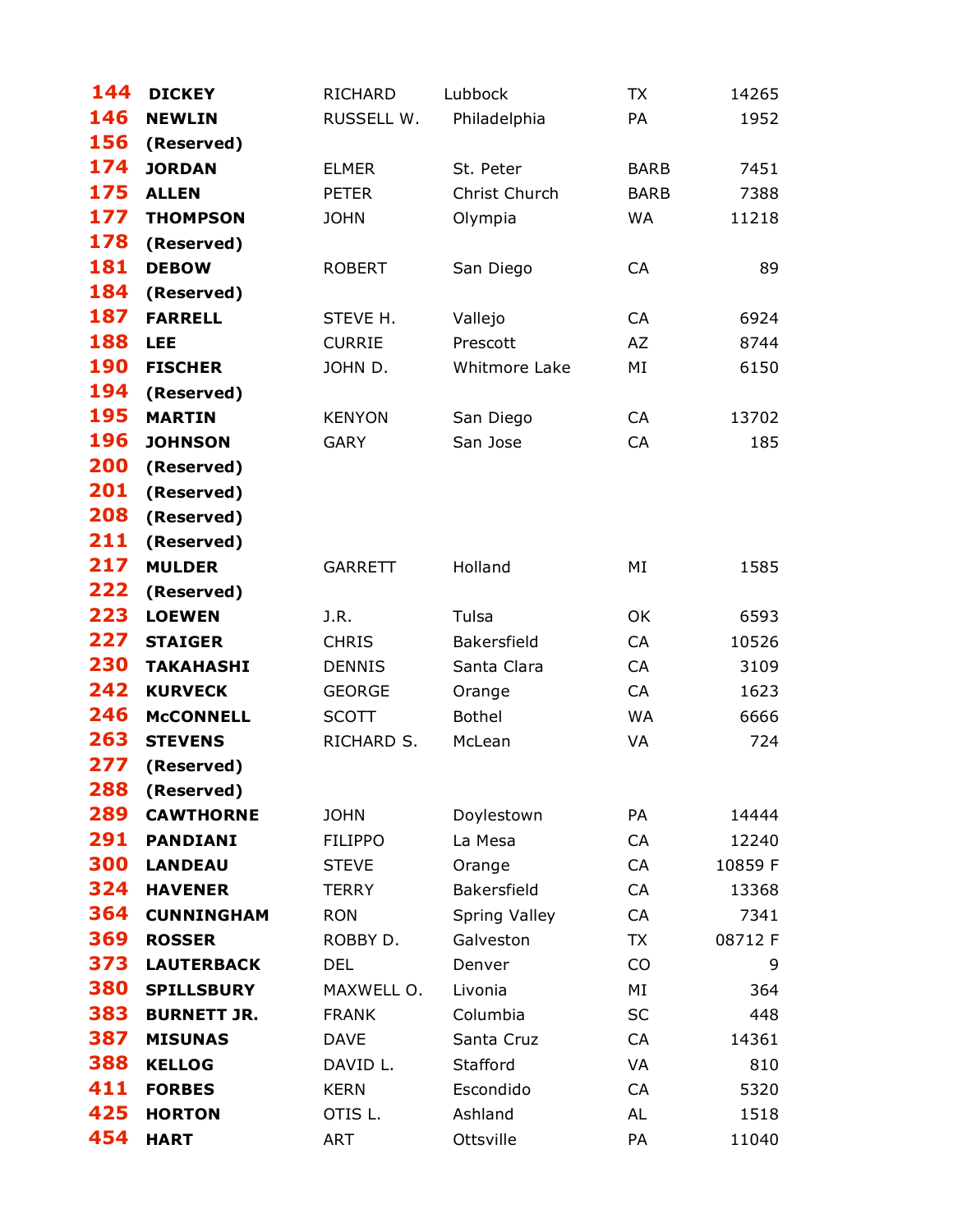| | | | | | |
|---|---|---|---|---|---|
| **144** | **DICKEY** | RICHARD | Lubbock | TX | 14265 |
| **146** | **NEWLIN** | RUSSELL W. | Philadelphia | PA | 1952 |
| **156** | **(Reserved)** | | | | |
| **174** | **JORDAN** | ELMER | St. Peter | BARB | 7451 |
| **175** | **ALLEN** | PETER | Christ Church | BARB | 7388 |
| **177** | **THOMPSON** | JOHN | Olympia | WA | 11218 |
| **178** | **(Reserved)** | | | | |
| **181** | **DEBOW** | ROBERT | San Diego | CA | 89 |
| **184** | **(Reserved)** | | | | |
| **187** | **FARRELL** | STEVE H. | Vallejo | CA | 6924 |
| **188** | **LEE** | CURRIE | Prescott | AZ | 8744 |
| **190** | **FISCHER** | JOHN D. | Whitmore Lake | MI | 6150 |
| **194** | **(Reserved)** | | | | |
| **195** | **MARTIN** | KENYON | San Diego | CA | 13702 |
| **196** | **JOHNSON** | GARY | San Jose | CA | 185 |
| **200** | **(Reserved)** | | | | |
| **201** | **(Reserved)** | | | | |
| **208** | **(Reserved)** | | | | |
| **211** | **(Reserved)** | | | | |
| **217** | **MULDER** | GARRETT | Holland | MI | 1585 |
| **222** | **(Reserved)** | | | | |
| **223** | **LOEWEN** | J.R. | Tulsa | OK | 6593 |
| **227** | **STAIGER** | CHRIS | Bakersfield | CA | 10526 |
| **230** | **TAKAHASHI** | DENNIS | Santa Clara | CA | 3109 |
| **242** | **KURVECK** | GEORGE | Orange | CA | 1623 |
| **246** | **McCONNELL** | SCOTT | Bothel | WA | 6666 |
| **263** | **STEVENS** | RICHARD S. | McLean | VA | 724 |
| **277** | **(Reserved)** | | | | |
| **288** | **(Reserved)** | | | | |
| **289** | **CAWTHORNE** | JOHN | Doylestown | PA | 14444 |
| **291** | **PANDIANI** | FILIPPO | La Mesa | CA | 12240 |
| **300** | **LANDEAU** | STEVE | Orange | CA | 10859 F |
| **324** | **HAVENER** | TERRY | Bakersfield | CA | 13368 |
| **364** | **CUNNINGHAM** | RON | Spring Valley | CA | 7341 |
| **369** | **ROSSER** | ROBBY D. | Galveston | TX | 08712 F |
| **373** | **LAUTERBACK** | DEL | Denver | CO | 9 |
| **380** | **SPILLSBURY** | MAXWELL O. | Livonia | MI | 364 |
| **383** | **BURNETT JR.** | FRANK | Columbia | SC | 448 |
| **387** | **MISUNAS** | DAVE | Santa Cruz | CA | 14361 |
| **388** | **KELLOG** | DAVID L. | Stafford | VA | 810 |
| **411** | **FORBES** | KERN | Escondido | CA | 5320 |
| **425** | **HORTON** | OTIS L. | Ashland | AL | 1518 |
| **454** | **HART** | ART | Ottsville | PA | 11040 |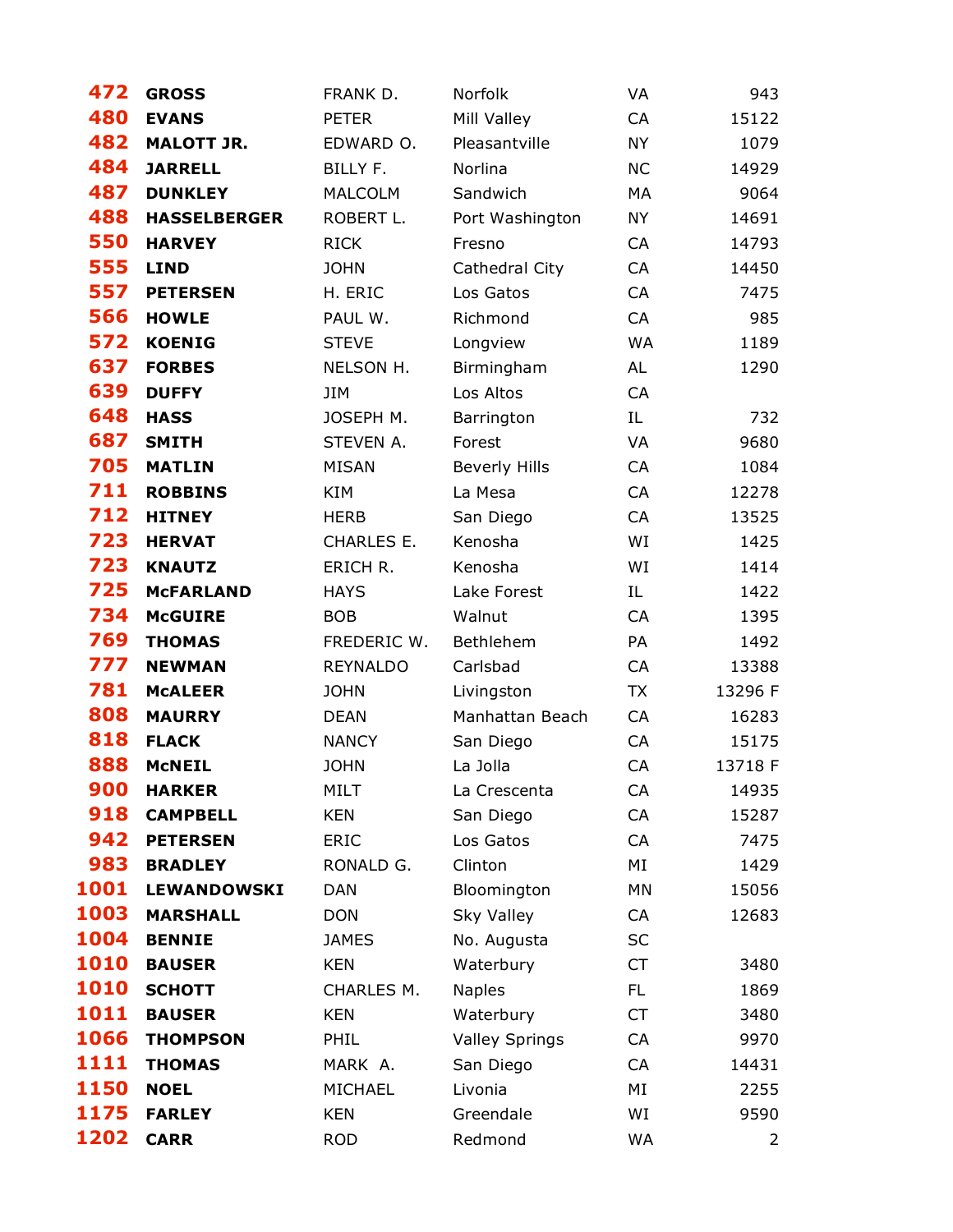| | | | | | |
|---|---|---|---|---|---|
| 472 | **GROSS** | FRANK D. | Norfolk | VA | 943 |
| 480 | **EVANS** | PETER | Mill Valley | CA | 15122 |
| 482 | **MALOTT JR.** | EDWARD O. | Pleasantville | NY | 1079 |
| 484 | **JARRELL** | BILLY F. | Norlina | NC | 14929 |
| 487 | **DUNKLEY** | MALCOLM | Sandwich | MA | 9064 |
| 488 | **HASSELBERGER** | ROBERT L. | Port Washington | NY | 14691 |
| 550 | **HARVEY** | RICK | Fresno | CA | 14793 |
| 555 | **LIND** | JOHN | Cathedral City | CA | 14450 |
| 557 | **PETERSEN** | H. ERIC | Los Gatos | CA | 7475 |
| 566 | **HOWLE** | PAUL W. | Richmond | CA | 985 |
| 572 | **KOENIG** | STEVE | Longview | WA | 1189 |
| 637 | **FORBES** | NELSON H. | Birmingham | AL | 1290 |
| 639 | **DUFFY** | JIM | Los Altos | CA | |
| 648 | **HASS** | JOSEPH M. | Barrington | IL | 732 |
| 687 | **SMITH** | STEVEN A. | Forest | VA | 9680 |
| 705 | **MATLIN** | MISAN | Beverly Hills | CA | 1084 |
| 711 | **ROBBINS** | KIM | La Mesa | CA | 12278 |
| 712 | **HITNEY** | HERB | San Diego | CA | 13525 |
| 723 | **HERVAT** | CHARLES E. | Kenosha | WI | 1425 |
| 723 | **KNAUTZ** | ERICH R. | Kenosha | WI | 1414 |
| 725 | **McFARLAND** | HAYS | Lake Forest | IL | 1422 |
| 734 | **McGUIRE** | BOB | Walnut | CA | 1395 |
| 769 | **THOMAS** | FREDERIC W. | Bethlehem | PA | 1492 |
| 777 | **NEWMAN** | REYNALDO | Carlsbad | CA | 13388 |
| 781 | **McALEER** | JOHN | Livingston | TX | 13296 F |
| 808 | **MAURRY** | DEAN | Manhattan Beach | CA | 16283 |
| 818 | **FLACK** | NANCY | San Diego | CA | 15175 |
| 888 | **McNEIL** | JOHN | La Jolla | CA | 13718 F |
| 900 | **HARKER** | MILT | La Crescenta | CA | 14935 |
| 918 | **CAMPBELL** | KEN | San Diego | CA | 15287 |
| 942 | **PETERSEN** | ERIC | Los Gatos | CA | 7475 |
| 983 | **BRADLEY** | RONALD G. | Clinton | MI | 1429 |
| 1001 | **LEWANDOWSKI** | DAN | Bloomington | MN | 15056 |
| 1003 | **MARSHALL** | DON | Sky Valley | CA | 12683 |
| 1004 | **BENNIE** | JAMES | No. Augusta | SC | |
| 1010 | **BAUSER** | KEN | Waterbury | CT | 3480 |
| 1010 | **SCHOTT** | CHARLES M. | Naples | FL | 1869 |
| 1011 | **BAUSER** | KEN | Waterbury | CT | 3480 |
| 1066 | **THOMPSON** | PHIL | Valley Springs | CA | 9970 |
| 1111 | **THOMAS** | MARK A. | San Diego | CA | 14431 |
| 1150 | **NOEL** | MICHAEL | Livonia | MI | 2255 |
| 1175 | **FARLEY** | KEN | Greendale | WI | 9590 |
| 1202 | **CARR** | ROD | Redmond | WA | 2 |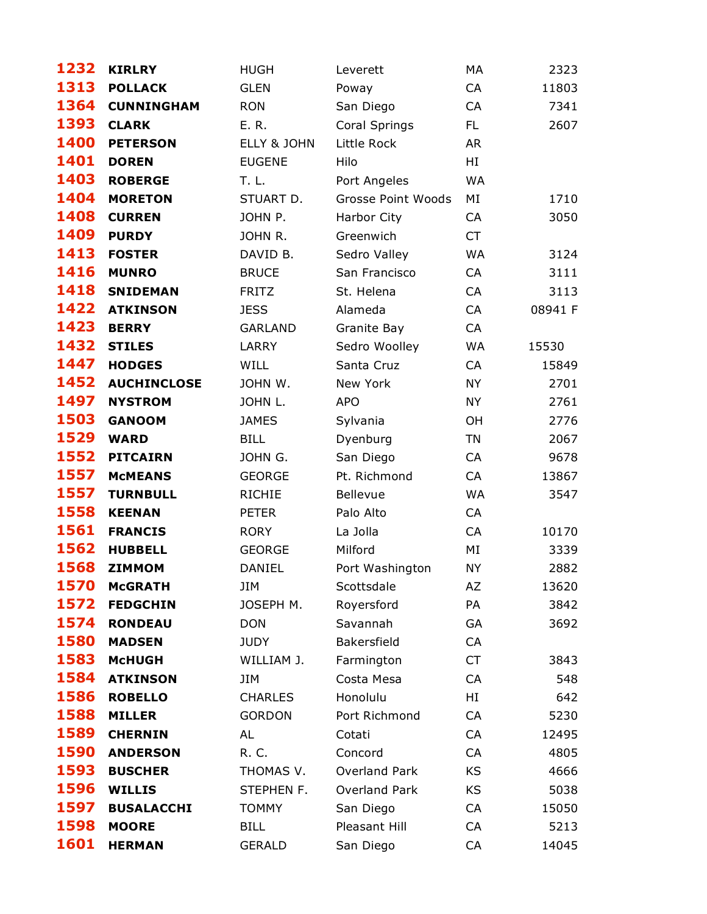| | | | | | |
|---|---|---|---|---|---|
| **1232** | **KIRLRY** | HUGH | Leverett | MA | 2323 |
| **1313** | **POLLACK** | GLEN | Poway | CA | 11803 |
| **1364** | **CUNNINGHAM** | RON | San Diego | CA | 7341 |
| **1393** | **CLARK** | E. R. | Coral Springs | FL | 2607 |
| **1400** | **PETERSON** | ELLY & JOHN | Little Rock | AR | |
| **1401** | **DOREN** | EUGENE | Hilo | HI | |
| **1403** | **ROBERGE** | T. L. | Port Angeles | WA | |
| **1404** | **MORETON** | STUART D. | Grosse Point Woods | MI | 1710 |
| **1408** | **CURREN** | JOHN P. | Harbor City | CA | 3050 |
| **1409** | **PURDY** | JOHN R. | Greenwich | CT | |
| **1413** | **FOSTER** | DAVID B. | Sedro Valley | WA | 3124 |
| **1416** | **MUNRO** | BRUCE | San Francisco | CA | 3111 |
| **1418** | **SNIDEMAN** | FRITZ | St. Helena | CA | 3113 |
| **1422** | **ATKINSON** | JESS | Alameda | CA | 08941 F |
| **1423** | **BERRY** | GARLAND | Granite Bay | CA | |
| **1432** | **STILES** | LARRY | Sedro Woolley | WA | 15530 |
| **1447** | **HODGES** | WILL | Santa Cruz | CA | 15849 |
| **1452** | **AUCHINCLOSE** | JOHN W. | New York | NY | 2701 |
| **1497** | **NYSTROM** | JOHN L. | APO | NY | 2761 |
| **1503** | **GANOOM** | JAMES | Sylvania | OH | 2776 |
| **1529** | **WARD** | BILL | Dyenburg | TN | 2067 |
| **1552** | **PITCAIRN** | JOHN G. | San Diego | CA | 9678 |
| **1557** | **McMEANS** | GEORGE | Pt. Richmond | CA | 13867 |
| **1557** | **TURNBULL** | RICHIE | Bellevue | WA | 3547 |
| **1558** | **KEENAN** | PETER | Palo Alto | CA | |
| **1561** | **FRANCIS** | RORY | La Jolla | CA | 10170 |
| **1562** | **HUBBELL** | GEORGE | Milford | MI | 3339 |
| **1568** | **ZIMMOM** | DANIEL | Port Washington | NY | 2882 |
| **1570** | **McGRATH** | JIM | Scottsdale | AZ | 13620 |
| **1572** | **FEDGCHIN** | JOSEPH M. | Royersford | PA | 3842 |
| **1574** | **RONDEAU** | DON | Savannah | GA | 3692 |
| **1580** | **MADSEN** | JUDY | Bakersfield | CA | |
| **1583** | **McHUGH** | WILLIAM J. | Farmington | CT | 3843 |
| **1584** | **ATKINSON** | JIM | Costa Mesa | CA | 548 |
| **1586** | **ROBELLO** | CHARLES | Honolulu | HI | 642 |
| **1588** | **MILLER** | GORDON | Port Richmond | CA | 5230 |
| **1589** | **CHERNIN** | AL | Cotati | CA | 12495 |
| **1590** | **ANDERSON** | R. C. | Concord | CA | 4805 |
| **1593** | **BUSCHER** | THOMAS V. | Overland Park | KS | 4666 |
| **1596** | **WILLIS** | STEPHEN F. | Overland Park | KS | 5038 |
| **1597** | **BUSALACCHI** | TOMMY | San Diego | CA | 15050 |
| **1598** | **MOORE** | BILL | Pleasant Hill | CA | 5213 |
| **1601** | **HERMAN** | GERALD | San Diego | CA | 14045 |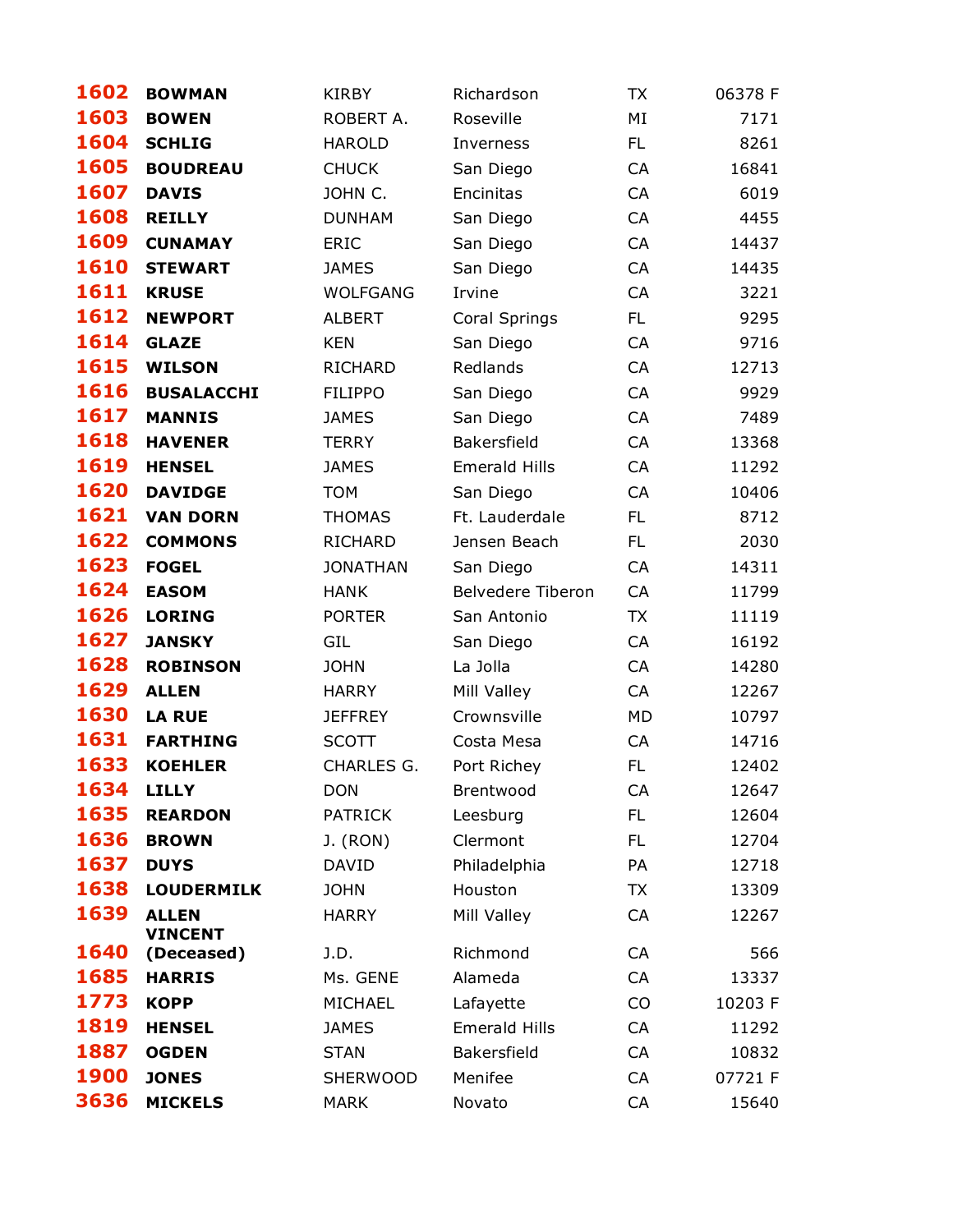| | | | | | |
|---|---|---|---|---|---|
| **1602** | **BOWMAN** | KIRBY | Richardson | TX | 06378 F |
| **1603** | **BOWEN** | ROBERT A. | Roseville | MI | 7171 |
| **1604** | **SCHLIG** | HAROLD | Inverness | FL | 8261 |
| **1605** | **BOUDREAU** | CHUCK | San Diego | CA | 16841 |
| **1607** | **DAVIS** | JOHN C. | Encinitas | CA | 6019 |
| **1608** | **REILLY** | DUNHAM | San Diego | CA | 4455 |
| **1609** | **CUNAMAY** | ERIC | San Diego | CA | 14437 |
| **1610** | **STEWART** | JAMES | San Diego | CA | 14435 |
| **1611** | **KRUSE** | WOLFGANG | Irvine | CA | 3221 |
| **1612** | **NEWPORT** | ALBERT | Coral Springs | FL | 9295 |
| **1614** | **GLAZE** | KEN | San Diego | CA | 9716 |
| **1615** | **WILSON** | RICHARD | Redlands | CA | 12713 |
| **1616** | **BUSALACCHI** | FILIPPO | San Diego | CA | 9929 |
| **1617** | **MANNIS** | JAMES | San Diego | CA | 7489 |
| **1618** | **HAVENER** | TERRY | Bakersfield | CA | 13368 |
| **1619** | **HENSEL** | JAMES | Emerald Hills | CA | 11292 |
| **1620** | **DAVIDGE** | TOM | San Diego | CA | 10406 |
| **1621** | **VAN DORN** | THOMAS | Ft. Lauderdale | FL | 8712 |
| **1622** | **COMMONS** | RICHARD | Jensen Beach | FL | 2030 |
| **1623** | **FOGEL** | JONATHAN | San Diego | CA | 14311 |
| **1624** | **EASOM** | HANK | Belvedere Tiberon | CA | 11799 |
| **1626** | **LORING** | PORTER | San Antonio | TX | 11119 |
| **1627** | **JANSKY** | GIL | San Diego | CA | 16192 |
| **1628** | **ROBINSON** | JOHN | La Jolla | CA | 14280 |
| **1629** | **ALLEN** | HARRY | Mill Valley | CA | 12267 |
| **1630** | **LA RUE** | JEFFREY | Crownsville | MD | 10797 |
| **1631** | **FARTHING** | SCOTT | Costa Mesa | CA | 14716 |
| **1633** | **KOEHLER** | CHARLES G. | Port Richey | FL | 12402 |
| **1634** | **LILLY** | DON | Brentwood | CA | 12647 |
| **1635** | **REARDON** | PATRICK | Leesburg | FL | 12604 |
| **1636** | **BROWN** | J. (RON) | Clermont | FL | 12704 |
| **1637** | **DUYS** | DAVID | Philadelphia | PA | 12718 |
| **1638** | **LOUDERMILK** | JOHN | Houston | TX | 13309 |
| **1639** | **ALLEN** | HARRY | Mill Valley | CA | 12267 |
| **1640** | **VINCENT (Deceased)** | J.D. | Richmond | CA | 566 |
| **1685** | **HARRIS** | Ms. GENE | Alameda | CA | 13337 |
| **1773** | **KOPP** | MICHAEL | Lafayette | CO | 10203 F |
| **1819** | **HENSEL** | JAMES | Emerald Hills | CA | 11292 |
| **1887** | **OGDEN** | STAN | Bakersfield | CA | 10832 |
| **1900** | **JONES** | SHERWOOD | Menifee | CA | 07721 F |
| **3636** | **MICKELS** | MARK | Novato | CA | 15640 |